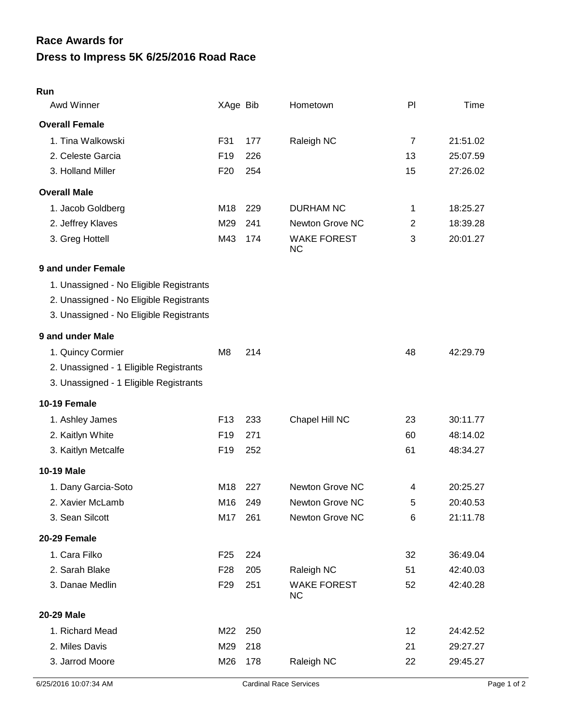# Race Awards for

# Dress to Impress 5K 6/25/2016 Road Race

**Run**

| Awd Winner | XAge | Bib | Hometown | Pl | Time |
|---|---|---|---|---|---|
| **Overall Female** | | | | | |
| 1. Tina Walkowski | F31 | 177 | Raleigh NC | 7 | 21:51.02 |
| 2. Celeste Garcia | F19 | 226 | | 13 | 25:07.59 |
| 3. Holland Miller | F20 | 254 | | 15 | 27:26.02 |
| **Overall Male** | | | | | |
| 1. Jacob Goldberg | M18 | 229 | DURHAM NC | 1 | 18:25.27 |
| 2. Jeffrey Klaves | M29 | 241 | Newton Grove NC | 2 | 18:39.28 |
| 3. Greg Hottell | M43 | 174 | WAKE FOREST NC | 3 | 20:01.27 |
| **9 and under Female** | | | | | |
| 1. Unassigned - No Eligible Registrants | | | | | |
| 2. Unassigned - No Eligible Registrants | | | | | |
| 3. Unassigned - No Eligible Registrants | | | | | |
| **9 and under Male** | | | | | |
| 1. Quincy Cormier | M8 | 214 | | 48 | 42:29.79 |
| 2. Unassigned - 1 Eligible Registrants | | | | | |
| 3. Unassigned - 1 Eligible Registrants | | | | | |
| **10-19 Female** | | | | | |
| 1. Ashley James | F13 | 233 | Chapel Hill NC | 23 | 30:11.77 |
| 2. Kaitlyn White | F19 | 271 | | 60 | 48:14.02 |
| 3. Kaitlyn Metcalfe | F19 | 252 | | 61 | 48:34.27 |
| **10-19 Male** | | | | | |
| 1. Dany Garcia-Soto | M18 | 227 | Newton Grove NC | 4 | 20:25.27 |
| 2. Xavier McLamb | M16 | 249 | Newton Grove NC | 5 | 20:40.53 |
| 3. Sean Silcott | M17 | 261 | Newton Grove NC | 6 | 21:11.78 |
| **20-29 Female** | | | | | |
| 1. Cara Filko | F25 | 224 | | 32 | 36:49.04 |
| 2. Sarah Blake | F28 | 205 | Raleigh NC | 51 | 42:40.03 |
| 3. Danae Medlin | F29 | 251 | WAKE FOREST NC | 52 | 42:40.28 |
| **20-29 Male** | | | | | |
| 1. Richard Mead | M22 | 250 | | 12 | 24:42.52 |
| 2. Miles Davis | M29 | 218 | | 21 | 29:27.27 |
| 3. Jarrod Moore | M26 | 178 | Raleigh NC | 22 | 29:45.27 |

6/25/2016 10:07:34 AM Cardinal Race Services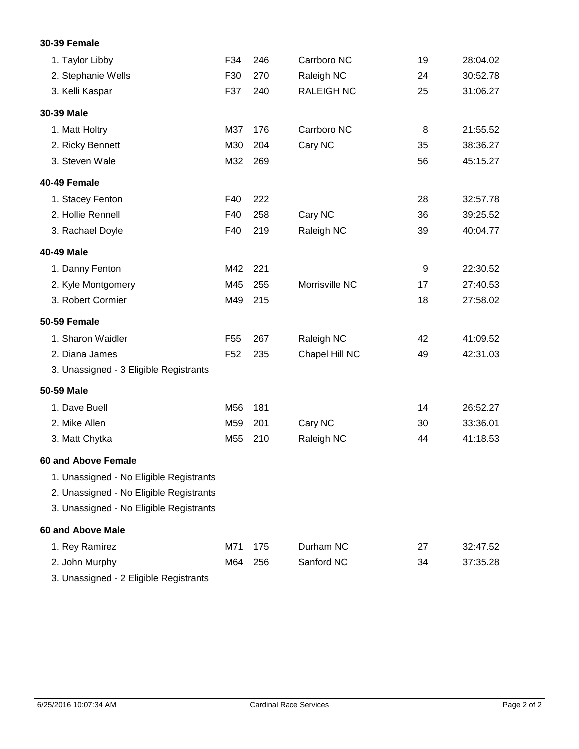**30-39 Female**

| | | | | | |
|---|---|---|---|---|---|
| 1. Taylor Libby | F34 | 246 | Carrboro NC | 19 | 28:04.02 |
| 2. Stephanie Wells | F30 | 270 | Raleigh NC | 24 | 30:52.78 |
| 3. Kelli Kaspar | F37 | 240 | RALEIGH NC | 25 | 31:06.27 |

**30-39 Male**

| | | | | | |
|---|---|---|---|---|---|
| 1. Matt Holtry | M37 | 176 | Carrboro NC | 8 | 21:55.52 |
| 2. Ricky Bennett | M30 | 204 | Cary NC | 35 | 38:36.27 |
| 3. Steven Wale | M32 | 269 | | 56 | 45:15.27 |

**40-49 Female**

| | | | | | |
|---|---|---|---|---|---|
| 1. Stacey Fenton | F40 | 222 | | 28 | 32:57.78 |
| 2. Hollie Rennell | F40 | 258 | Cary NC | 36 | 39:25.52 |
| 3. Rachael Doyle | F40 | 219 | Raleigh NC | 39 | 40:04.77 |

**40-49 Male**

| | | | | | |
|---|---|---|---|---|---|
| 1. Danny Fenton | M42 | 221 | | 9 | 22:30.52 |
| 2. Kyle Montgomery | M45 | 255 | Morrisville NC | 17 | 27:40.53 |
| 3. Robert Cormier | M49 | 215 | | 18 | 27:58.02 |

**50-59 Female**

| | | | | | |
|---|---|---|---|---|---|
| 1. Sharon Waidler | F55 | 267 | Raleigh NC | 42 | 41:09.52 |
| 2. Diana James | F52 | 235 | Chapel Hill NC | 49 | 42:31.03 |
| 3. Unassigned - 3 Eligible Registrants | | | | | |

**50-59 Male**

| | | | | | |
|---|---|---|---|---|---|
| 1. Dave Buell | M56 | 181 | | 14 | 26:52.27 |
| 2. Mike Allen | M59 | 201 | Cary NC | 30 | 33:36.01 |
| 3. Matt Chytka | M55 | 210 | Raleigh NC | 44 | 41:18.53 |

**60 and Above Female**

1. Unassigned - No Eligible Registrants
2. Unassigned - No Eligible Registrants
3. Unassigned - No Eligible Registrants

**60 and Above Male**

| | | | | | |
|---|---|---|---|---|---|
| 1. Rey Ramirez | M71 | 175 | Durham NC | 27 | 32:47.52 |
| 2. John Murphy | M64 | 256 | Sanford NC | 34 | 37:35.28 |
| 3. Unassigned - 2 Eligible Registrants | | | | | |